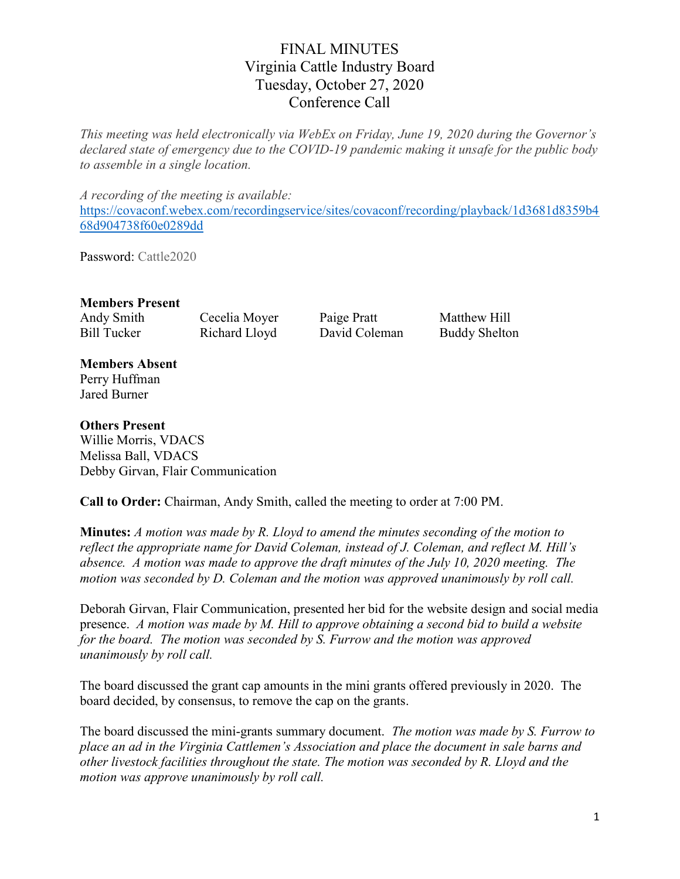# FINAL MINUTES
## Virginia Cattle Industry Board
## Tuesday, October 27, 2020
## Conference Call

*This meeting was held electronically via WebEx on Friday, June 19, 2020 during the Governor's declared state of emergency due to the COVID-19 pandemic making it unsafe for the public body to assemble in a single location.*

*A recording of the meeting is available:*
[https://covaconf.webex.com/recordingservice/sites/covaconf/recording/playback/1d3681d8359b468d904738f60e0289dd](https://covaconf.webex.com/recordingservice/sites/covaconf/recording/playback/1d3681d8359b468d904738f60e0289dd)

Password: Cattle2020

**Members Present**

| | | | |
|---|---|---|---|
| Andy Smith | Cecelia Moyer | Paige Pratt | Matthew Hill |
| Bill Tucker | Richard Lloyd | David Coleman | Buddy Shelton |

**Members Absent**
Perry Huffman
Jared Burner

**Others Present**
Willie Morris, VDACS
Melissa Ball, VDACS
Debby Girvan, Flair Communication

**Call to Order:** Chairman, Andy Smith, called the meeting to order at 7:00 PM.

**Minutes:** *A motion was made by R. Lloyd to amend the minutes seconding of the motion to reflect the appropriate name for David Coleman, instead of J. Coleman, and reflect M. Hill's absence. A motion was made to approve the draft minutes of the July 10, 2020 meeting. The motion was seconded by D. Coleman and the motion was approved unanimously by roll call.*

Deborah Girvan, Flair Communication, presented her bid for the website design and social media presence. *A motion was made by M. Hill to approve obtaining a second bid to build a website for the board. The motion was seconded by S. Furrow and the motion was approved unanimously by roll call.*

The board discussed the grant cap amounts in the mini grants offered previously in 2020. The board decided, by consensus, to remove the cap on the grants.

The board discussed the mini-grants summary document. *The motion was made by S. Furrow to place an ad in the Virginia Cattlemen's Association and place the document in sale barns and other livestock facilities throughout the state. The motion was seconded by R. Lloyd and the motion was approve unanimously by roll call.*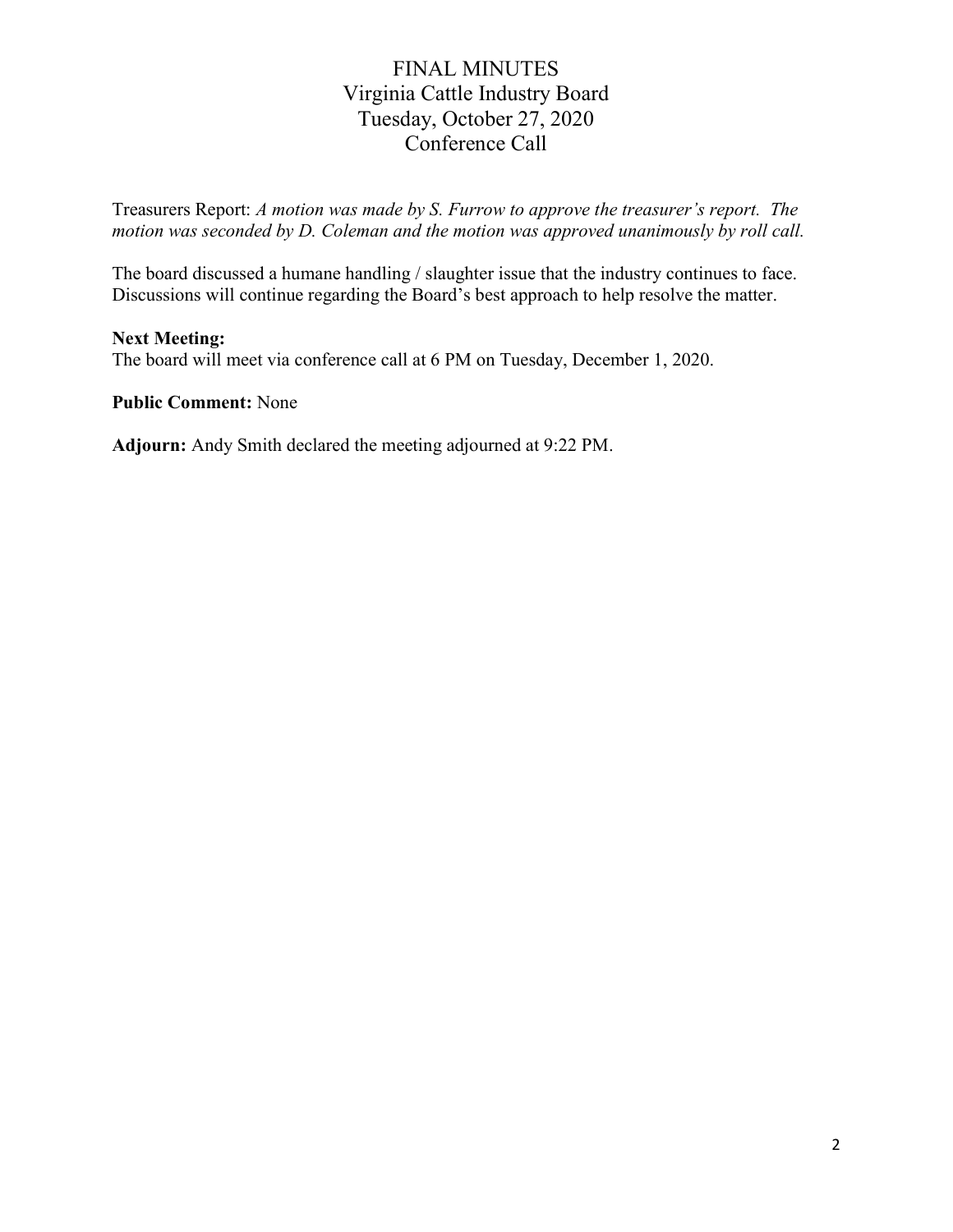# FINAL MINUTES
## Virginia Cattle Industry Board
## Tuesday, October 27, 2020
## Conference Call

Treasurers Report: *A motion was made by S. Furrow to approve the treasurer's report. The motion was seconded by D. Coleman and the motion was approved unanimously by roll call.*

The board discussed a humane handling / slaughter issue that the industry continues to face. Discussions will continue regarding the Board's best approach to help resolve the matter.

**Next Meeting:**
The board will meet via conference call at 6 PM on Tuesday, December 1, 2020.

**Public Comment:** None

**Adjourn:** Andy Smith declared the meeting adjourned at 9:22 PM.